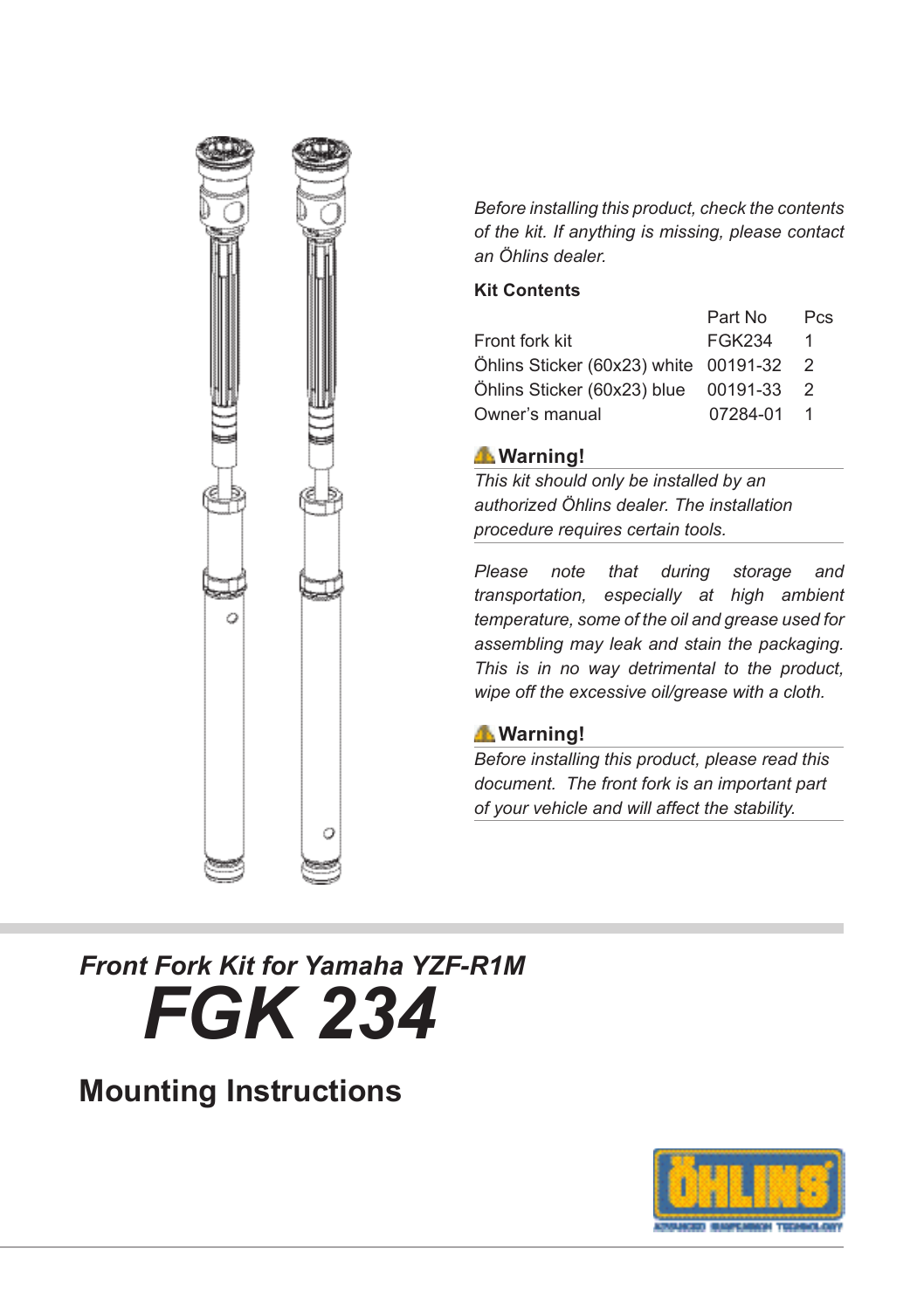*Before installing this product, check the contents of the kit. If anything is missing, please contact an Öhlins dealer.*

**Kit Contents**

| | Part No | Pcs |
|---|---|---|
| Front fork kit | FGK234 | 1 |
| Öhlins Sticker (60x23) white | 00191-32 | 2 |
| Öhlins Sticker (60x23) blue | 00191-33 | 2 |
| Owner's manual | 07284-01 | 1 |

**⚠ Warning!**

*This kit should only be installed by an authorized Öhlins dealer. The installation procedure requires certain tools.*

*Please note that during storage and transportation, especially at high ambient temperature, some of the oil and grease used for assembling may leak and stain the packaging. This is in no way detrimental to the product, wipe off the excessive oil/grease with a cloth.*

**⚠ Warning!**

*Before installing this product, please read this document. The front fork is an important part of your vehicle and will affect the stability.*

## *Front Fork Kit for Yamaha YZF-R1M*

# *FGK 234*

## Mounting Instructions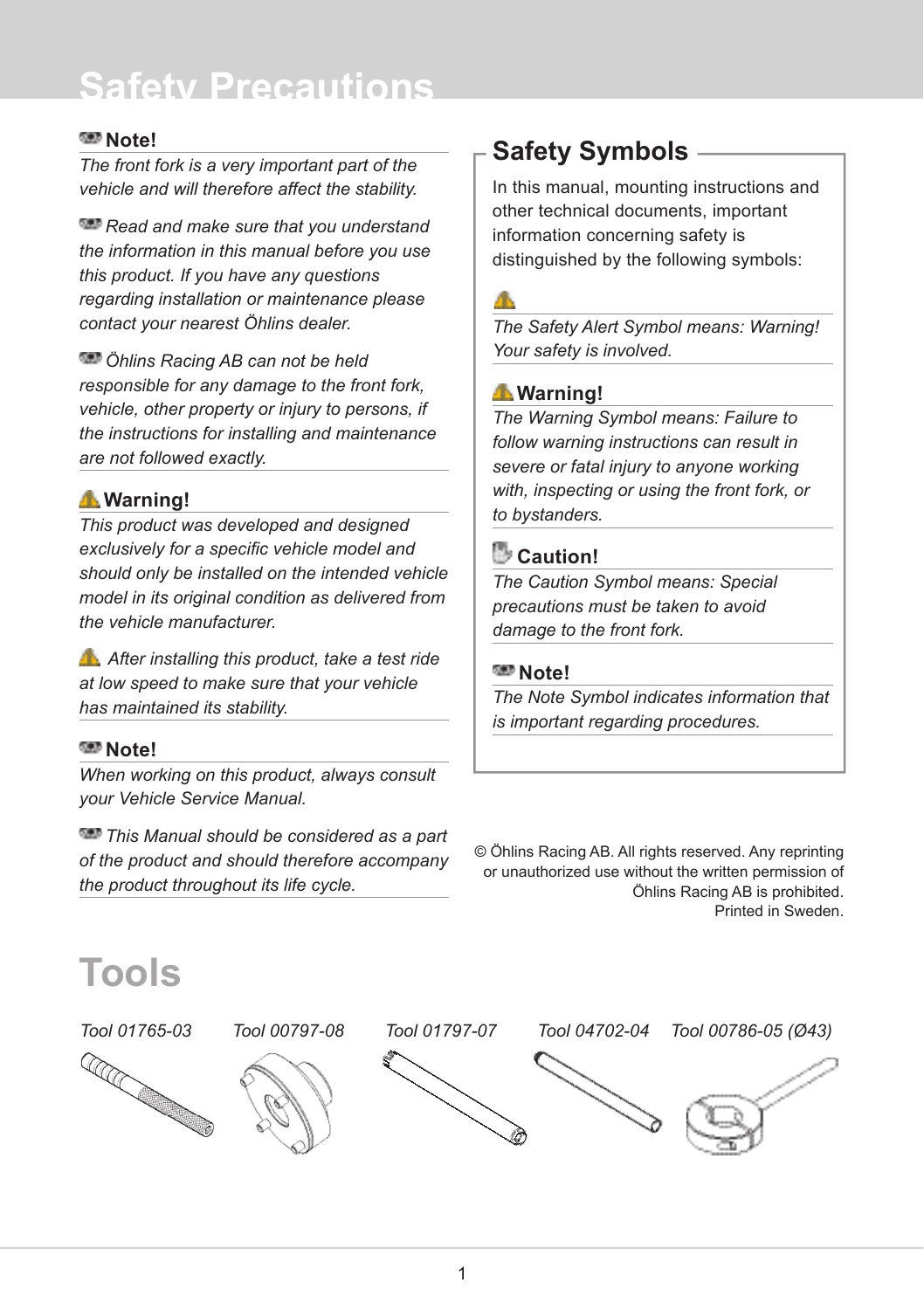# Safety Precautions

**Note!**

*The front fork is a very important part of the vehicle and will therefore affect the stability.*

*Read and make sure that you understand the information in this manual before you use this product. If you have any questions regarding installation or maintenance please contact your nearest Öhlins dealer.*

*Öhlins Racing AB can not be held responsible for any damage to the front fork, vehicle, other property or injury to persons, if the instructions for installing and maintenance are not followed exactly.*

**Warning!**

*This product was developed and designed exclusively for a specific vehicle model and should only be installed on the intended vehicle model in its original condition as delivered from the vehicle manufacturer.*

*After installing this product, take a test ride at low speed to make sure that your vehicle has maintained its stability.*

**Note!**

*When working on this product, always consult your Vehicle Service Manual.*

*This Manual should be considered as a part of the product and should therefore accompany the product throughout its life cycle.*

## Safety Symbols

In this manual, mounting instructions and other technical documents, important information concerning safety is distinguished by the following symbols:

*The Safety Alert Symbol means: Warning! Your safety is involved.*

**Warning!**

*The Warning Symbol means: Failure to follow warning instructions can result in severe or fatal injury to anyone working with, inspecting or using the front fork, or to bystanders.*

**Caution!**

*The Caution Symbol means: Special precautions must be taken to avoid damage to the front fork.*

**Note!**

*The Note Symbol indicates information that is important regarding procedures.*

© Öhlins Racing AB. All rights reserved. Any reprinting or unauthorized use without the written permission of Öhlins Racing AB is prohibited.
Printed in Sweden.

# Tools

*Tool 01765-03*

*Tool 00797-08*

*Tool 01797-07*

*Tool 04702-04*

*Tool 00786-05 (Ø43)*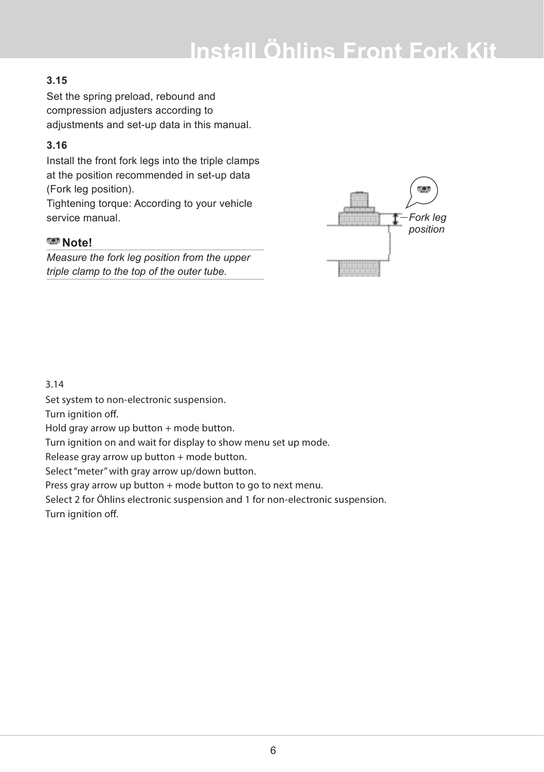# Install Öhlins Front Fork Kit

### 3.15

Set the spring preload, rebound and compression adjusters according to adjustments and set-up data in this manual.

### 3.16

Install the front fork legs into the triple clamps at the position recommended in set-up data (Fork leg position).
Tightening torque: According to your vehicle service manual.

**Note!**

*Measure the fork leg position from the upper triple clamp to the top of the outer tube.*

Fork leg position

3.14

Set system to non-electronic suspension.
Turn ignition off.
Hold gray arrow up button + mode button.
Turn ignition on and wait for display to show menu set up mode.
Release gray arrow up button + mode button.
Select "meter" with gray arrow up/down button.
Press gray arrow up button + mode button to go to next menu.
Select 2 for Öhlins electronic suspension and 1 for non-electronic suspension.
Turn ignition off.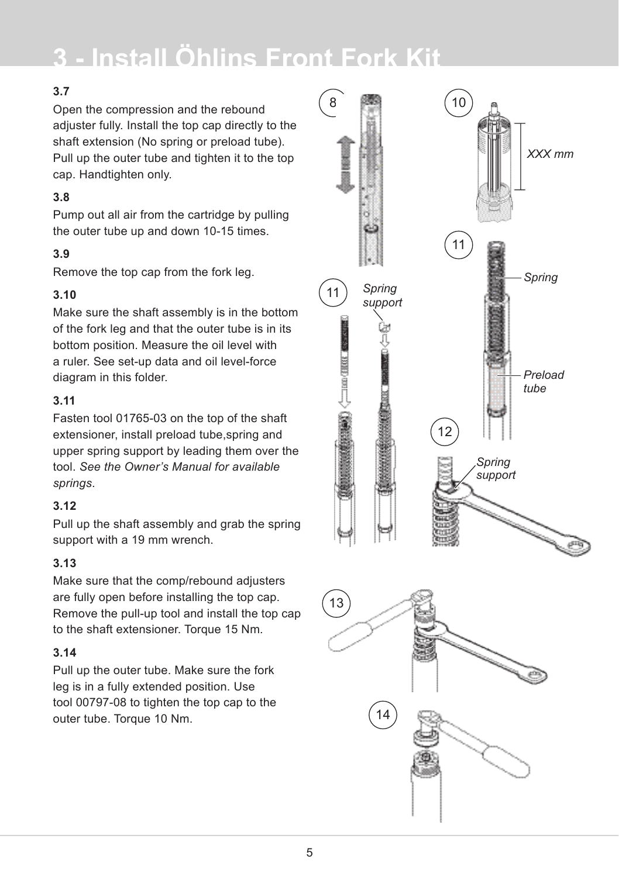# 3 - Install Öhlins Front Fork Kit

**3.7**

Open the compression and the rebound adjuster fully. Install the top cap directly to the shaft extension (No spring or preload tube). Pull up the outer tube and tighten it to the top cap. Handtighten only.

**3.8**

Pump out all air from the cartridge by pulling the outer tube up and down 10-15 times.

**3.9**

Remove the top cap from the fork leg.

**3.10**

Make sure the shaft assembly is in the bottom of the fork leg and that the outer tube is in its bottom position. Measure the oil level with a ruler. See set-up data and oil level-force diagram in this folder.

**3.11**

Fasten tool 01765-03 on the top of the shaft extensioner, install preload tube,spring and upper spring support by leading them over the tool. *See the Owner's Manual for available springs*.

**3.12**

Pull up the shaft assembly and grab the spring support with a 19 mm wrench.

**3.13**

Make sure that the comp/rebound adjusters are fully open before installing the top cap. Remove the pull-up tool and install the top cap to the shaft extensioner. Torque 15 Nm.

**3.14**

Pull up the outer tube. Make sure the fork leg is in a fully extended position. Use tool 00797-08 to tighten the top cap to the outer tube. Torque 10 Nm.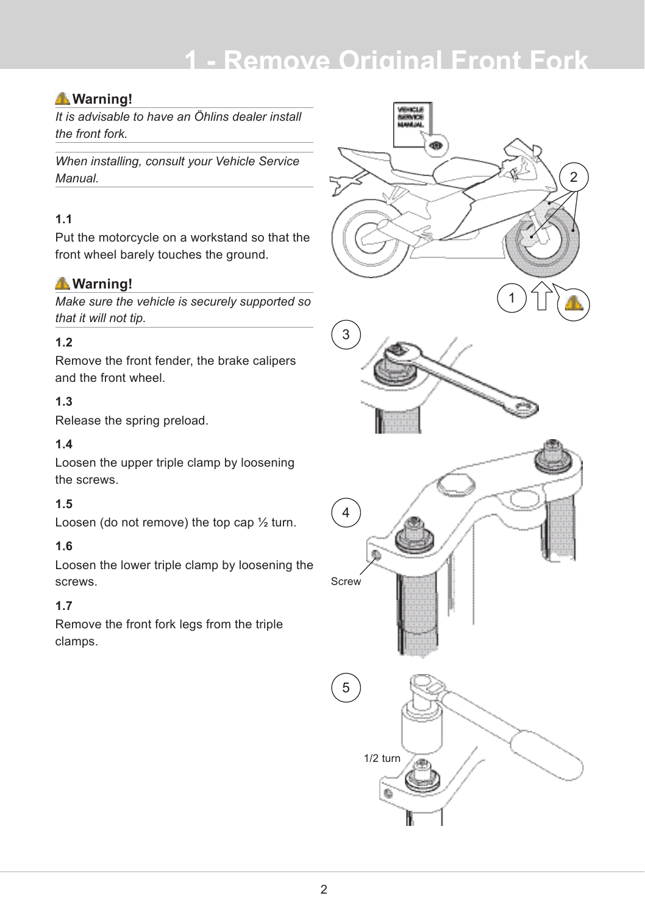# 1 - Remove Original Front Fork

**Warning!**

*It is advisable to have an Öhlins dealer install the front fork.*

*When installing, consult your Vehicle Service Manual.*

### 1.1

Put the motorcycle on a workstand so that the front wheel barely touches the ground.

**Warning!**

*Make sure the vehicle is securely supported so that it will not tip.*

### 1.2

Remove the front fender, the brake calipers and the front wheel.

### 1.3

Release the spring preload.

### 1.4

Loosen the upper triple clamp by loosening the screws.

### 1.5

Loosen (do not remove) the top cap ½ turn.

### 1.6

Loosen the lower triple clamp by loosening the screws.

### 1.7

Remove the front fork legs from the triple clamps.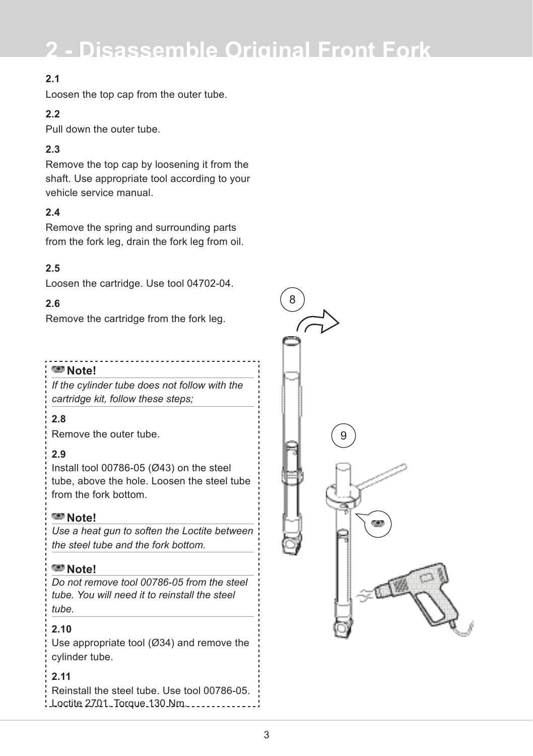# 2 - Disassemble Original Front Fork

**2.1**

Loosen the top cap from the outer tube.

**2.2**

Pull down the outer tube.

**2.3**

Remove the top cap by loosening it from the shaft. Use appropriate tool according to your vehicle service manual.

**2.4**

Remove the spring and surrounding parts from the fork leg, drain the fork leg from oil.

**2.5**

Loosen the cartridge. Use tool 04702-04.

**2.6**

Remove the cartridge from the fork leg.

**Note!**

*If the cylinder tube does not follow with the cartridge kit, follow these steps;*

**2.8**

Remove the outer tube.

**2.9**

Install tool 00786-05 (Ø43) on the steel tube, above the hole. Loosen the steel tube from the fork bottom.

**Note!**

*Use a heat gun to soften the Loctite between the steel tube and the fork bottom.*

**Note!**

*Do not remove tool 00786-05 from the steel tube. You will need it to reinstall the steel tube.*

**2.10**

Use appropriate tool (Ø34) and remove the cylinder tube.

**2.11**

Reinstall the steel tube. Use tool 00786-05. Loctite 2701. Torque 130 Nm.

8

9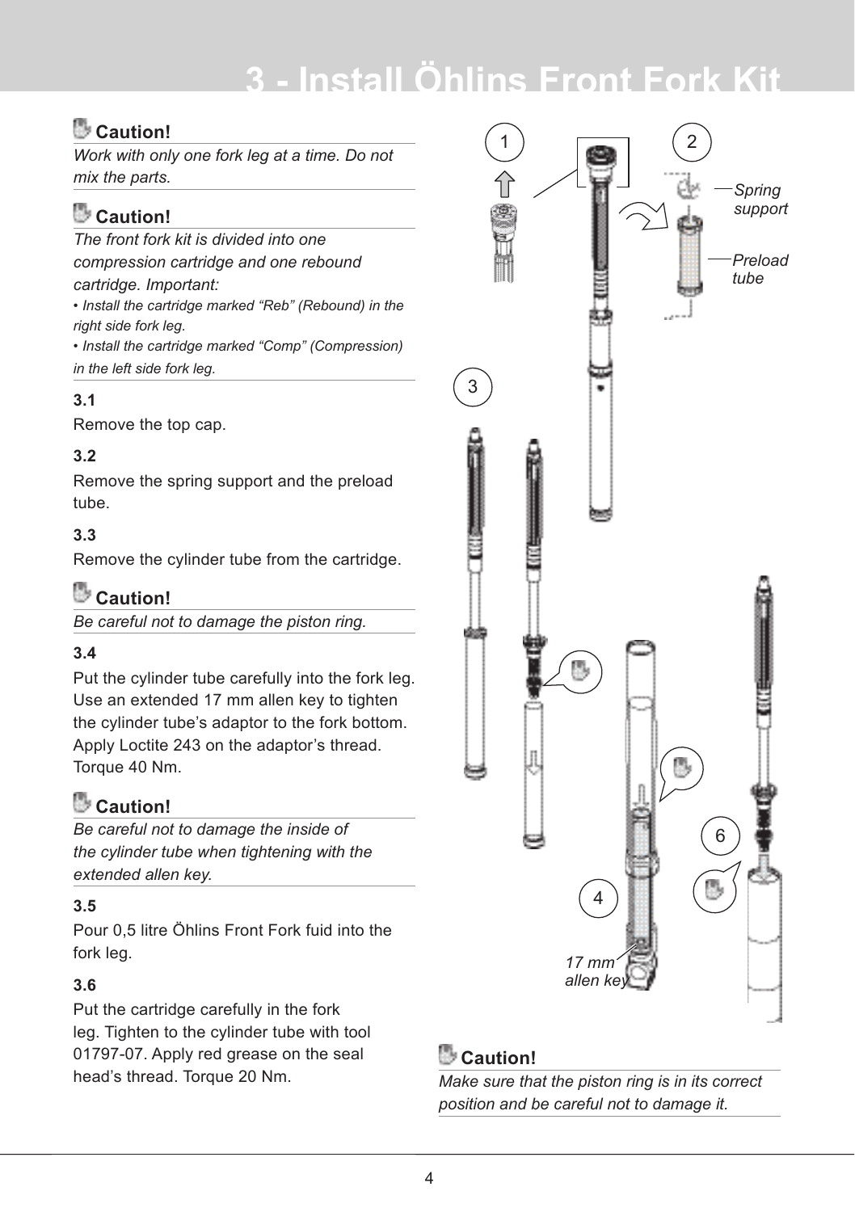# 3 - Install Öhlins Front Fork Kit

**Caution!**

*Work with only one fork leg at a time. Do not mix the parts.*

**Caution!**

*The front fork kit is divided into one compression cartridge and one rebound cartridge. Important:*

- *Install the cartridge marked "Reb" (Rebound) in the right side fork leg.*
- *Install the cartridge marked "Comp" (Compression) in the left side fork leg.*

### 3.1

Remove the top cap.

### 3.2

Remove the spring support and the preload tube.

### 3.3

Remove the cylinder tube from the cartridge.

**Caution!**

*Be careful not to damage the piston ring.*

### 3.4

Put the cylinder tube carefully into the fork leg. Use an extended 17 mm allen key to tighten the cylinder tube's adaptor to the fork bottom. Apply Loctite 243 on the adaptor's thread. Torque 40 Nm.

**Caution!**

*Be careful not to damage the inside of the cylinder tube when tightening with the extended allen key.*

### 3.5

Pour 0,5 litre Öhlins Front Fork fuid into the fork leg.

### 3.6

Put the cartridge carefully in the fork leg. Tighten to the cylinder tube with tool 01797-07. Apply red grease on the seal head's thread. Torque 20 Nm.

1 2 Spring support Preload tube 3 4 6 17 mm allen key

**Caution!**

*Make sure that the piston ring is in its correct position and be careful not to damage it.*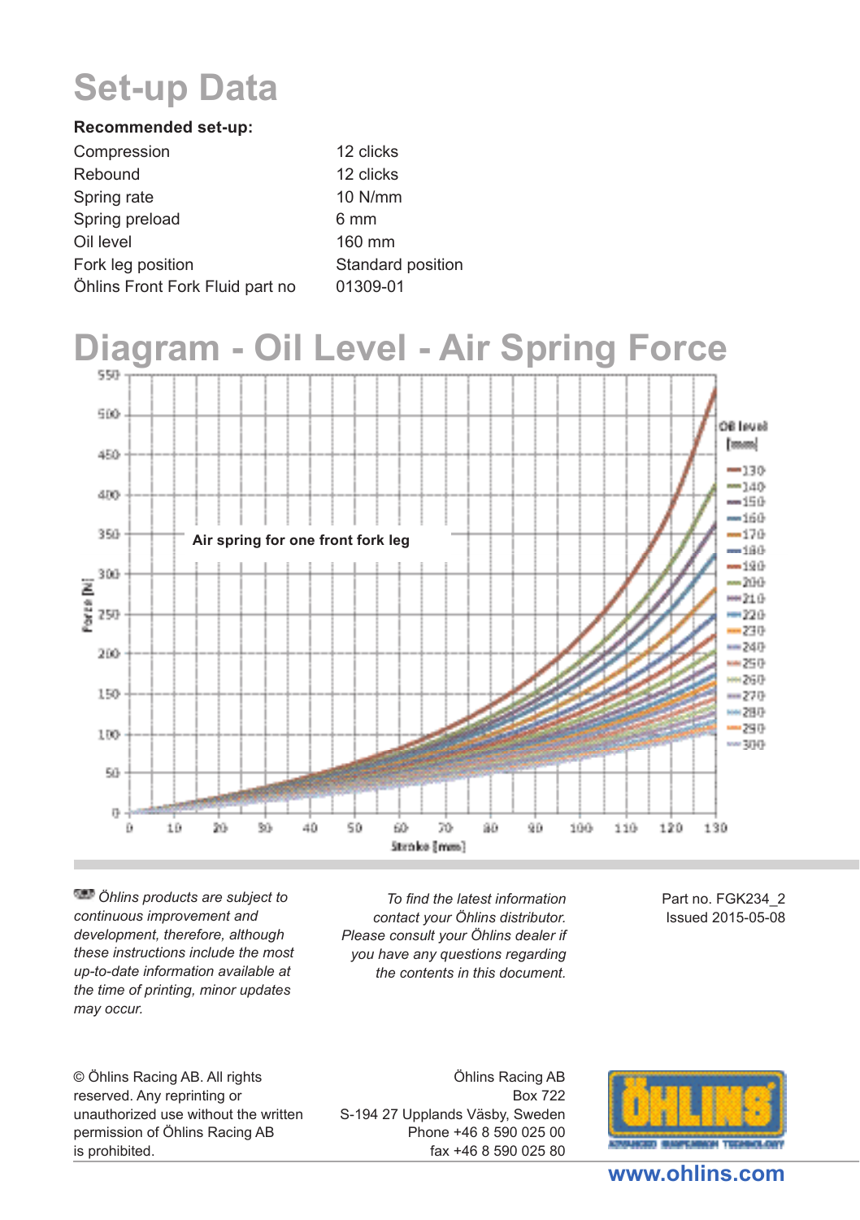# Set-up Data

**Recommended set-up:**

| | |
|---|---|
| Compression | 12 clicks |
| Rebound | 12 clicks |
| Spring rate | 10 N/mm |
| Spring preload | 6 mm |
| Oil level | 160 mm |
| Fork leg position | Standard position |
| Öhlins Front Fork Fluid part no | 01309-01 |

# Diagram - Oil Level - Air Spring Force

Air spring for one front fork leg

Force [N]

550
500
450
400
350
300
250
200
150
100
50
0

0 10 20 30 40 50 60 70 80 90 100 110 120 130

Stroke [mm]

Oil level [mm]

130
140
150
160
170
180
190
200
210
220
230
240
250
260
270
280
290
300

*Öhlins products are subject to continuous improvement and development, therefore, although these instructions include the most up-to-date information available at the time of printing, minor updates may occur.*

*To find the latest information contact your Öhlins distributor. Please consult your Öhlins dealer if you have any questions regarding the contents in this document.*

Part no. FGK234_2
Issued 2015-05-08

© Öhlins Racing AB. All rights reserved. Any reprinting or unauthorized use without the written permission of Öhlins Racing AB is prohibited.

Öhlins Racing AB
Box 722
S-194 27 Upplands Väsby, Sweden
Phone +46 8 590 025 00
fax +46 8 590 025 80

ÖHLINS
ADVANCED SUSPENSION TECHNOLOGY

www.ohlins.com